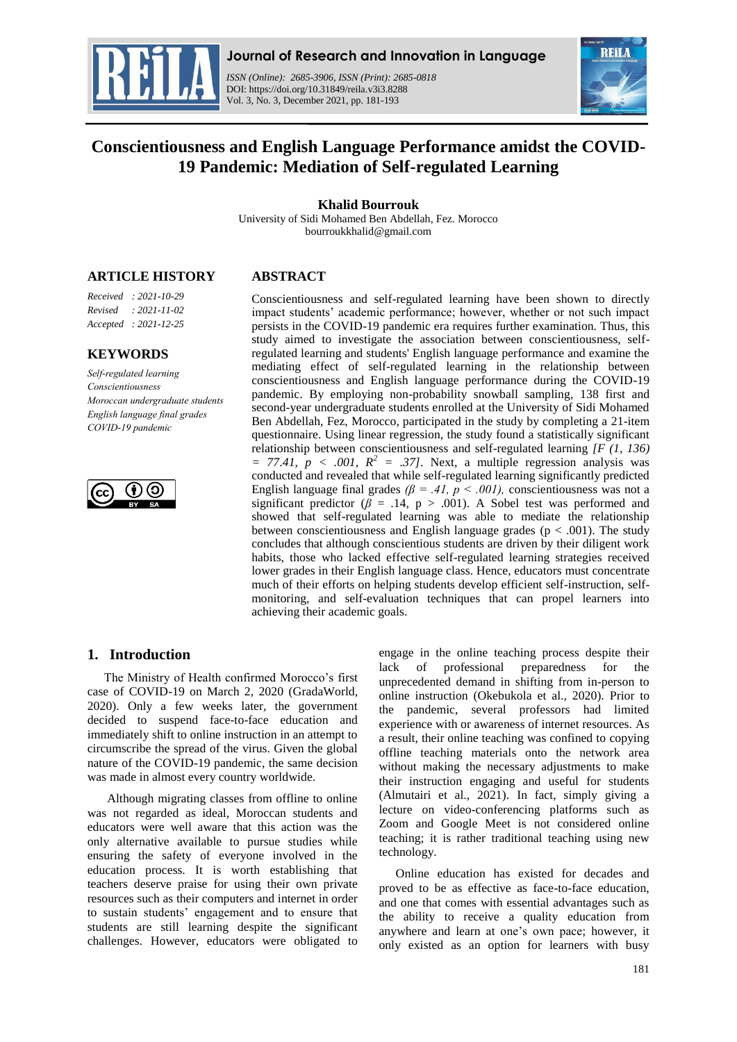# Conscientiousness and English Language Performance amidst the COVID-19 Pandemic: Mediation of Self-regulated Learning

**Khalid Bourrouk**
University of Sidi Mohamed Ben Abdellah, Fez. Morocco
bourroukkhalid@gmail.com

## ARTICLE HISTORY

*Received : 2021-10-29*
*Revised : 2021-11-02*
*Accepted : 2021-12-25*

## KEYWORDS

*Self-regulated learning*
*Conscientiousness*
*Moroccan undergraduate students*
*English language final grades*
*COVID-19 pandemic*

## ABSTRACT

Conscientiousness and self-regulated learning have been shown to directly impact students' academic performance; however, whether or not such impact persists in the COVID-19 pandemic era requires further examination. Thus, this study aimed to investigate the association between conscientiousness, self-regulated learning and students' English language performance and examine the mediating effect of self-regulated learning in the relationship between conscientiousness and English language performance during the COVID-19 pandemic. By employing non-probability snowball sampling, 138 first and second-year undergraduate students enrolled at the University of Sidi Mohamed Ben Abdellah, Fez, Morocco, participated in the study by completing a 21-item questionnaire. Using linear regression, the study found a statistically significant relationship between conscientiousness and self-regulated learning *[F (1, 136) = 77.41, p < .001, $R^2$ = .37]*. Next, a multiple regression analysis was conducted and revealed that while self-regulated learning significantly predicted English language final grades *(β = .41, p < .001)*, conscientiousness was not a significant predictor (*β* = .14, p > .001). A Sobel test was performed and showed that self-regulated learning was able to mediate the relationship between conscientiousness and English language grades (p < .001). The study concludes that although conscientious students are driven by their diligent work habits, those who lacked effective self-regulated learning strategies received lower grades in their English language class. Hence, educators must concentrate much of their efforts on helping students develop efficient self-instruction, self-monitoring, and self-evaluation techniques that can propel learners into achieving their academic goals.

## 1. Introduction

The Ministry of Health confirmed Morocco's first case of COVID-19 on March 2, 2020 (GradaWorld, 2020). Only a few weeks later, the government decided to suspend face-to-face education and immediately shift to online instruction in an attempt to circumscribe the spread of the virus. Given the global nature of the COVID-19 pandemic, the same decision was made in almost every country worldwide.

Although migrating classes from offline to online was not regarded as ideal, Moroccan students and educators were well aware that this action was the only alternative available to pursue studies while ensuring the safety of everyone involved in the education process. It is worth establishing that teachers deserve praise for using their own private resources such as their computers and internet in order to sustain students' engagement and to ensure that students are still learning despite the significant challenges. However, educators were obligated to engage in the online teaching process despite their lack of professional preparedness for the unprecedented demand in shifting from in-person to online instruction (Okebukola et al., 2020). Prior to the pandemic, several professors had limited experience with or awareness of internet resources. As a result, their online teaching was confined to copying offline teaching materials onto the network area without making the necessary adjustments to make their instruction engaging and useful for students (Almutairi et al., 2021). In fact, simply giving a lecture on video-conferencing platforms such as Zoom and Google Meet is not considered online teaching; it is rather traditional teaching using new technology.

Online education has existed for decades and proved to be as effective as face-to-face education, and one that comes with essential advantages such as the ability to receive a quality education from anywhere and learn at one's own pace; however, it only existed as an option for learners with busy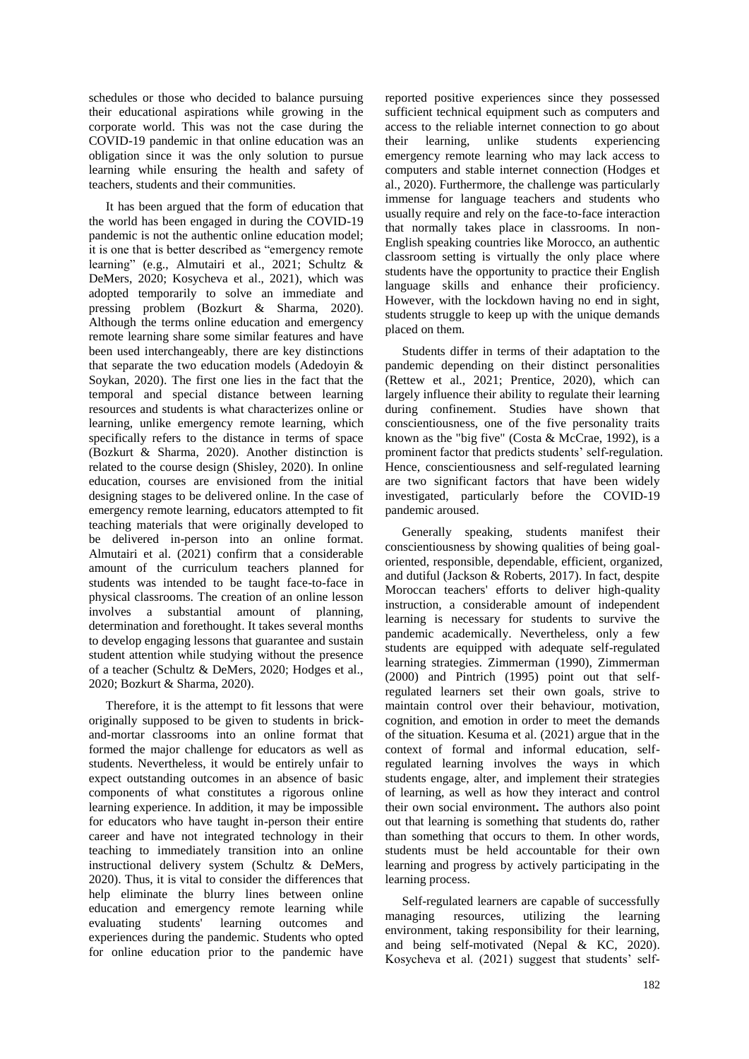schedules or those who decided to balance pursuing their educational aspirations while growing in the corporate world. This was not the case during the COVID-19 pandemic in that online education was an obligation since it was the only solution to pursue learning while ensuring the health and safety of teachers, students and their communities.

It has been argued that the form of education that the world has been engaged in during the COVID-19 pandemic is not the authentic online education model; it is one that is better described as "emergency remote learning" (e.g., Almutairi et al., 2021; Schultz & DeMers, 2020; Kosycheva et al., 2021), which was adopted temporarily to solve an immediate and pressing problem (Bozkurt & Sharma, 2020). Although the terms online education and emergency remote learning share some similar features and have been used interchangeably, there are key distinctions that separate the two education models (Adedoyin & Soykan, 2020). The first one lies in the fact that the temporal and special distance between learning resources and students is what characterizes online or learning, unlike emergency remote learning, which specifically refers to the distance in terms of space (Bozkurt & Sharma, 2020). Another distinction is related to the course design (Shisley, 2020). In online education, courses are envisioned from the initial designing stages to be delivered online. In the case of emergency remote learning, educators attempted to fit teaching materials that were originally developed to be delivered in-person into an online format. Almutairi et al. (2021) confirm that a considerable amount of the curriculum teachers planned for students was intended to be taught face-to-face in physical classrooms. The creation of an online lesson involves a substantial amount of planning, determination and forethought. It takes several months to develop engaging lessons that guarantee and sustain student attention while studying without the presence of a teacher (Schultz & DeMers, 2020; Hodges et al., 2020; Bozkurt & Sharma, 2020).

Therefore, it is the attempt to fit lessons that were originally supposed to be given to students in brick-and-mortar classrooms into an online format that formed the major challenge for educators as well as students. Nevertheless, it would be entirely unfair to expect outstanding outcomes in an absence of basic components of what constitutes a rigorous online learning experience. In addition, it may be impossible for educators who have taught in-person their entire career and have not integrated technology in their teaching to immediately transition into an online instructional delivery system (Schultz & DeMers, 2020). Thus, it is vital to consider the differences that help eliminate the blurry lines between online education and emergency remote learning while evaluating students' learning outcomes and experiences during the pandemic. Students who opted for online education prior to the pandemic have reported positive experiences since they possessed sufficient technical equipment such as computers and access to the reliable internet connection to go about their learning, unlike students experiencing emergency remote learning who may lack access to computers and stable internet connection (Hodges et al., 2020). Furthermore, the challenge was particularly immense for language teachers and students who usually require and rely on the face-to-face interaction that normally takes place in classrooms. In non-English speaking countries like Morocco, an authentic classroom setting is virtually the only place where students have the opportunity to practice their English language skills and enhance their proficiency. However, with the lockdown having no end in sight, students struggle to keep up with the unique demands placed on them.

Students differ in terms of their adaptation to the pandemic depending on their distinct personalities (Rettew et al., 2021; Prentice, 2020), which can largely influence their ability to regulate their learning during confinement. Studies have shown that conscientiousness, one of the five personality traits known as the "big five" (Costa & McCrae, 1992), is a prominent factor that predicts students' self-regulation. Hence, conscientiousness and self-regulated learning are two significant factors that have been widely investigated, particularly before the COVID-19 pandemic aroused.

Generally speaking, students manifest their conscientiousness by showing qualities of being goal-oriented, responsible, dependable, efficient, organized, and dutiful (Jackson & Roberts, 2017). In fact, despite Moroccan teachers' efforts to deliver high-quality instruction, a considerable amount of independent learning is necessary for students to survive the pandemic academically. Nevertheless, only a few students are equipped with adequate self-regulated learning strategies. Zimmerman (1990), Zimmerman (2000) and Pintrich (1995) point out that self-regulated learners set their own goals, strive to maintain control over their behaviour, motivation, cognition, and emotion in order to meet the demands of the situation. Kesuma et al. (2021) argue that in the context of formal and informal education, self-regulated learning involves the ways in which students engage, alter, and implement their strategies of learning, as well as how they interact and control their own social environment**.** The authors also point out that learning is something that students do, rather than something that occurs to them. In other words, students must be held accountable for their own learning and progress by actively participating in the learning process.

Self-regulated learners are capable of successfully managing resources, utilizing the learning environment, taking responsibility for their learning, and being self-motivated (Nepal & KC, 2020). Kosycheva et al. (2021) suggest that students' self-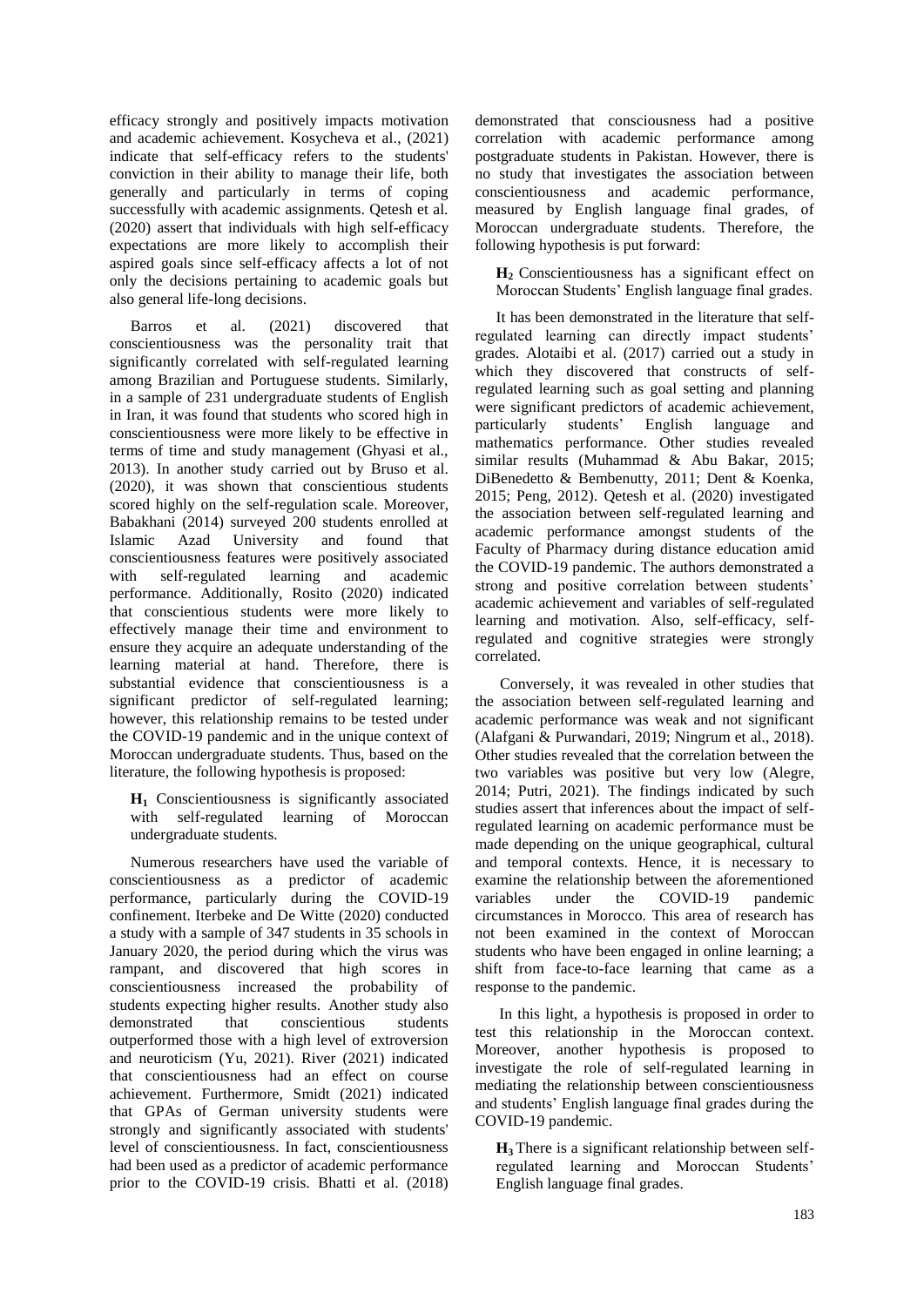efficacy strongly and positively impacts motivation and academic achievement. Kosycheva et al., (2021) indicate that self-efficacy refers to the students' conviction in their ability to manage their life, both generally and particularly in terms of coping successfully with academic assignments. Qetesh et al. (2020) assert that individuals with high self-efficacy expectations are more likely to accomplish their aspired goals since self-efficacy affects a lot of not only the decisions pertaining to academic goals but also general life-long decisions.

Barros et al. (2021) discovered that conscientiousness was the personality trait that significantly correlated with self-regulated learning among Brazilian and Portuguese students. Similarly, in a sample of 231 undergraduate students of English in Iran, it was found that students who scored high in conscientiousness were more likely to be effective in terms of time and study management (Ghyasi et al., 2013). In another study carried out by Bruso et al. (2020), it was shown that conscientious students scored highly on the self-regulation scale. Moreover, Babakhani (2014) surveyed 200 students enrolled at Islamic Azad University and found that conscientiousness features were positively associated with self-regulated learning and academic performance. Additionally, Rosito (2020) indicated that conscientious students were more likely to effectively manage their time and environment to ensure they acquire an adequate understanding of the learning material at hand. Therefore, there is substantial evidence that conscientiousness is a significant predictor of self-regulated learning; however, this relationship remains to be tested under the COVID-19 pandemic and in the unique context of Moroccan undergraduate students. Thus, based on the literature, the following hypothesis is proposed:

> **H$_1$** Conscientiousness is significantly associated with self-regulated learning of Moroccan undergraduate students.

Numerous researchers have used the variable of conscientiousness as a predictor of academic performance, particularly during the COVID-19 confinement. Iterbeke and De Witte (2020) conducted a study with a sample of 347 students in 35 schools in January 2020, the period during which the virus was rampant, and discovered that high scores in conscientiousness increased the probability of students expecting higher results. Another study also demonstrated that conscientious students outperformed those with a high level of extroversion and neuroticism (Yu, 2021). River (2021) indicated that conscientiousness had an effect on course achievement. Furthermore, Smidt (2021) indicated that GPAs of German university students were strongly and significantly associated with students' level of conscientiousness. In fact, conscientiousness had been used as a predictor of academic performance prior to the COVID-19 crisis. Bhatti et al. (2018) demonstrated that consciousness had a positive correlation with academic performance among postgraduate students in Pakistan. However, there is no study that investigates the association between conscientiousness and academic performance, measured by English language final grades, of Moroccan undergraduate students. Therefore, the following hypothesis is put forward:

> **H$_2$** Conscientiousness has a significant effect on Moroccan Students' English language final grades.

It has been demonstrated in the literature that self-regulated learning can directly impact students' grades. Alotaibi et al. (2017) carried out a study in which they discovered that constructs of self-regulated learning such as goal setting and planning were significant predictors of academic achievement, particularly students' English language and mathematics performance. Other studies revealed similar results (Muhammad & Abu Bakar, 2015; DiBenedetto & Bembenutty, 2011; Dent & Koenka, 2015; Peng, 2012). Qetesh et al. (2020) investigated the association between self-regulated learning and academic performance amongst students of the Faculty of Pharmacy during distance education amid the COVID-19 pandemic. The authors demonstrated a strong and positive correlation between students' academic achievement and variables of self-regulated learning and motivation. Also, self-efficacy, self-regulated and cognitive strategies were strongly correlated.

Conversely, it was revealed in other studies that the association between self-regulated learning and academic performance was weak and not significant (Alafgani & Purwandari, 2019; Ningrum et al., 2018). Other studies revealed that the correlation between the two variables was positive but very low (Alegre, 2014; Putri, 2021). The findings indicated by such studies assert that inferences about the impact of self-regulated learning on academic performance must be made depending on the unique geographical, cultural and temporal contexts. Hence, it is necessary to examine the relationship between the aforementioned variables under the COVID-19 pandemic circumstances in Morocco. This area of research has not been examined in the context of Moroccan students who have been engaged in online learning; a shift from face-to-face learning that came as a response to the pandemic.

In this light, a hypothesis is proposed in order to test this relationship in the Moroccan context. Moreover, another hypothesis is proposed to investigate the role of self-regulated learning in mediating the relationship between conscientiousness and students' English language final grades during the COVID-19 pandemic.

> **H$_3$** There is a significant relationship between self-regulated learning and Moroccan Students' English language final grades.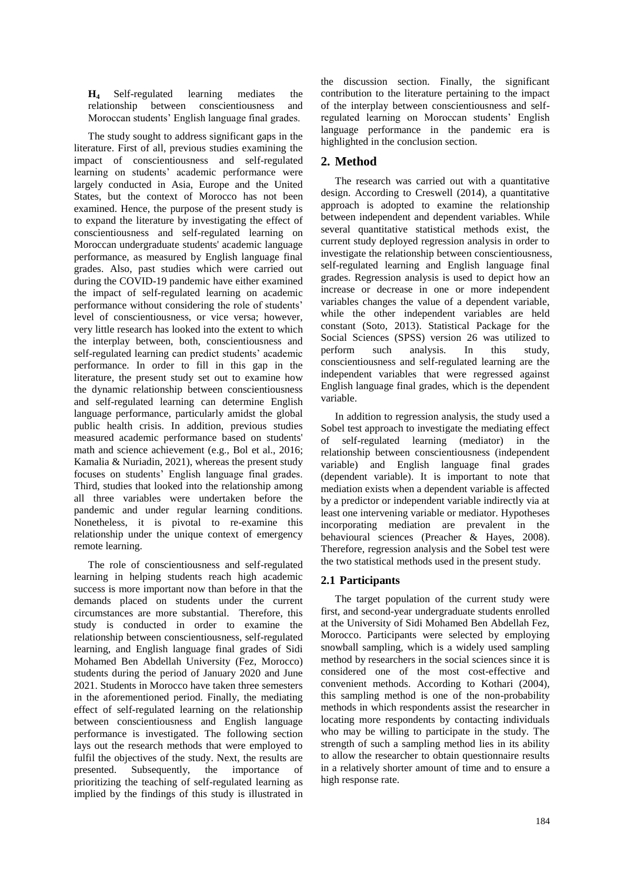**$H_4$** Self-regulated learning mediates the relationship between conscientiousness and Moroccan students' English language final grades.

The study sought to address significant gaps in the literature. First of all, previous studies examining the impact of conscientiousness and self-regulated learning on students' academic performance were largely conducted in Asia, Europe and the United States, but the context of Morocco has not been examined. Hence, the purpose of the present study is to expand the literature by investigating the effect of conscientiousness and self-regulated learning on Moroccan undergraduate students' academic language performance, as measured by English language final grades. Also, past studies which were carried out during the COVID-19 pandemic have either examined the impact of self-regulated learning on academic performance without considering the role of students' level of conscientiousness, or vice versa; however, very little research has looked into the extent to which the interplay between, both, conscientiousness and self-regulated learning can predict students' academic performance. In order to fill in this gap in the literature, the present study set out to examine how the dynamic relationship between conscientiousness and self-regulated learning can determine English language performance, particularly amidst the global public health crisis. In addition, previous studies measured academic performance based on students' math and science achievement (e.g., Bol et al., 2016; Kamalia & Nuriadin, 2021), whereas the present study focuses on students' English language final grades. Third, studies that looked into the relationship among all three variables were undertaken before the pandemic and under regular learning conditions. Nonetheless, it is pivotal to re-examine this relationship under the unique context of emergency remote learning.

The role of conscientiousness and self-regulated learning in helping students reach high academic success is more important now than before in that the demands placed on students under the current circumstances are more substantial. Therefore, this study is conducted in order to examine the relationship between conscientiousness, self-regulated learning, and English language final grades of Sidi Mohamed Ben Abdellah University (Fez, Morocco) students during the period of January 2020 and June 2021. Students in Morocco have taken three semesters in the aforementioned period. Finally, the mediating effect of self-regulated learning on the relationship between conscientiousness and English language performance is investigated. The following section lays out the research methods that were employed to fulfil the objectives of the study. Next, the results are presented. Subsequently, the importance of prioritizing the teaching of self-regulated learning as implied by the findings of this study is illustrated in the discussion section. Finally, the significant contribution to the literature pertaining to the impact of the interplay between conscientiousness and self-regulated learning on Moroccan students' English language performance in the pandemic era is highlighted in the conclusion section.

## 2. Method

The research was carried out with a quantitative design. According to Creswell (2014), a quantitative approach is adopted to examine the relationship between independent and dependent variables. While several quantitative statistical methods exist, the current study deployed regression analysis in order to investigate the relationship between conscientiousness, self-regulated learning and English language final grades. Regression analysis is used to depict how an increase or decrease in one or more independent variables changes the value of a dependent variable, while the other independent variables are held constant (Soto, 2013). Statistical Package for the Social Sciences (SPSS) version 26 was utilized to perform such analysis. In this study, conscientiousness and self-regulated learning are the independent variables that were regressed against English language final grades, which is the dependent variable.

In addition to regression analysis, the study used a Sobel test approach to investigate the mediating effect of self-regulated learning (mediator) in the relationship between conscientiousness (independent variable) and English language final grades (dependent variable). It is important to note that mediation exists when a dependent variable is affected by a predictor or independent variable indirectly via at least one intervening variable or mediator. Hypotheses incorporating mediation are prevalent in the behavioural sciences (Preacher & Hayes, 2008). Therefore, regression analysis and the Sobel test were the two statistical methods used in the present study.

### 2.1 Participants

The target population of the current study were first, and second-year undergraduate students enrolled at the University of Sidi Mohamed Ben Abdellah Fez, Morocco. Participants were selected by employing snowball sampling, which is a widely used sampling method by researchers in the social sciences since it is considered one of the most cost-effective and convenient methods. According to Kothari (2004), this sampling method is one of the non-probability methods in which respondents assist the researcher in locating more respondents by contacting individuals who may be willing to participate in the study. The strength of such a sampling method lies in its ability to allow the researcher to obtain questionnaire results in a relatively shorter amount of time and to ensure a high response rate.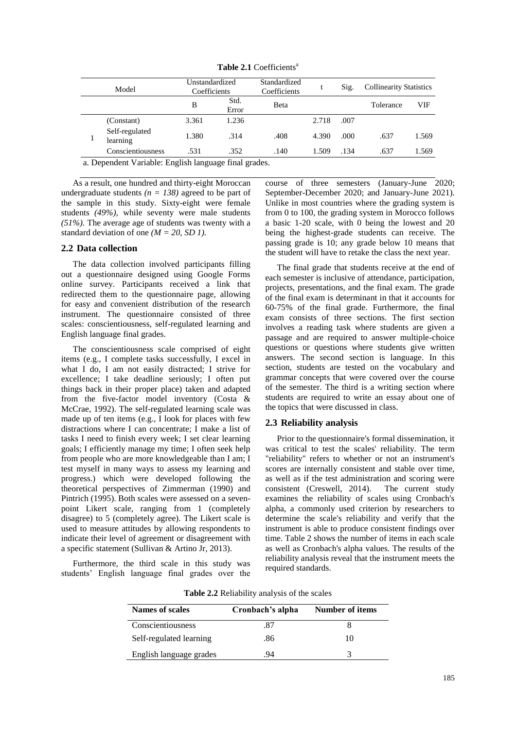**Table 2.1** Coefficients[a]

| | Model | Unstandardized Coefficients | | Standardized Coefficients | t | Sig. | Collinearity Statistics | |
|---|---|---|---|---|---|---|---|---|
| | | B | Std. Error | Beta | | | Tolerance | VIF |
| 1 | (Constant) | 3.361 | 1.236 | | 2.718 | .007 | | |
| | Self-regulated learning | 1.380 | .314 | .408 | 4.390 | .000 | .637 | 1.569 |
| | Conscientiousness | .531 | .352 | .140 | 1.509 | .134 | .637 | 1.569 |

a. Dependent Variable: English language final grades.

As a result, one hundred and thirty-eight Moroccan undergraduate students *(n = 138)* agreed to be part of the sample in this study. Sixty-eight were female students *(49%)*, while seventy were male students *(51%)*. The average age of students was twenty with a standard deviation of one *(M = 20, SD 1).*

## 2.2 Data collection

The data collection involved participants filling out a questionnaire designed using Google Forms online survey. Participants received a link that redirected them to the questionnaire page, allowing for easy and convenient distribution of the research instrument. The questionnaire consisted of three scales: conscientiousness, self-regulated learning and English language final grades.

The conscientiousness scale comprised of eight items (e.g., I complete tasks successfully, I excel in what I do, I am not easily distracted; I strive for excellence; I take deadline seriously; I often put things back in their proper place) taken and adapted from the five-factor model inventory (Costa & McCrae, 1992). The self-regulated learning scale was made up of ten items (e.g., I look for places with few distractions where I can concentrate; I make a list of tasks I need to finish every week; I set clear learning goals; I efficiently manage my time; I often seek help from people who are more knowledgeable than I am; I test myself in many ways to assess my learning and progress.) which were developed following the theoretical perspectives of Zimmerman (1990) and Pintrich (1995). Both scales were assessed on a seven-point Likert scale, ranging from 1 (completely disagree) to 5 (completely agree). The Likert scale is used to measure attitudes by allowing respondents to indicate their level of agreement or disagreement with a specific statement (Sullivan & Artino Jr, 2013).

Furthermore, the third scale in this study was students' English language final grades over the course of three semesters (January-June 2020; September-December 2020; and January-June 2021). Unlike in most countries where the grading system is from 0 to 100, the grading system in Morocco follows a basic 1-20 scale, with 0 being the lowest and 20 being the highest-grade students can receive. The passing grade is 10; any grade below 10 means that the student will have to retake the class the next year.

The final grade that students receive at the end of each semester is inclusive of attendance, participation, projects, presentations, and the final exam. The grade of the final exam is determinant in that it accounts for 60-75% of the final grade. Furthermore, the final exam consists of three sections. The first section involves a reading task where students are given a passage and are required to answer multiple-choice questions or questions where students give written answers. The second section is language. In this section, students are tested on the vocabulary and grammar concepts that were covered over the course of the semester. The third is a writing section where students are required to write an essay about one of the topics that were discussed in class.

## 2.3 Reliability analysis

Prior to the questionnaire's formal dissemination, it was critical to test the scales' reliability. The term "reliability" refers to whether or not an instrument's scores are internally consistent and stable over time, as well as if the test administration and scoring were consistent (Creswell, 2014). The current study examines the reliability of scales using Cronbach's alpha, a commonly used criterion by researchers to determine the scale's reliability and verify that the instrument is able to produce consistent findings over time. Table 2 shows the number of items in each scale as well as Cronbach's alpha values. The results of the reliability analysis reveal that the instrument meets the required standards.

**Table 2.2** Reliability analysis of the scales

| Names of scales | Cronbach's alpha | Number of items |
|---|---|---|
| Conscientiousness | .87 | 8 |
| Self-regulated learning | .86 | 10 |
| English language grades | .94 | 3 |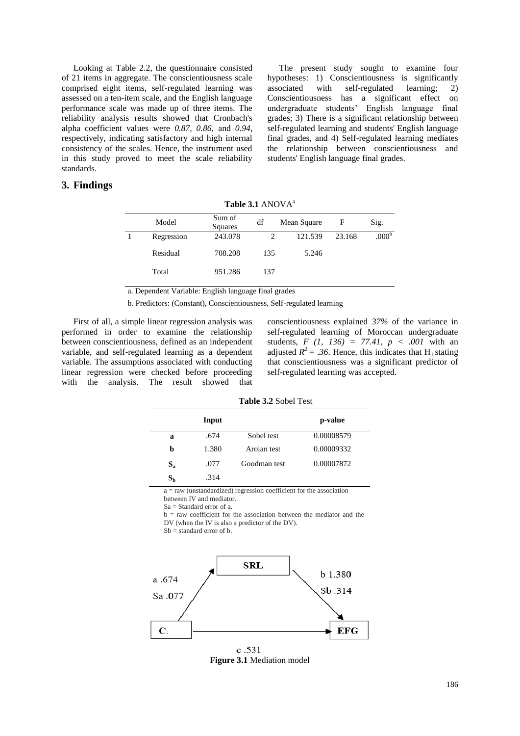Looking at Table 2.2, the questionnaire consisted of 21 items in aggregate. The conscientiousness scale comprised eight items, self-regulated learning was assessed on a ten-item scale, and the English language performance scale was made up of three items. The reliability analysis results showed that Cronbach's alpha coefficient values were *0.87*, *0.86*, and *0.94*, respectively, indicating satisfactory and high internal consistency of the scales. Hence, the instrument used in this study proved to meet the scale reliability standards.

The present study sought to examine four hypotheses: 1) Conscientiousness is significantly associated with self-regulated learning; 2) Conscientiousness has a significant effect on undergraduate students' English language final grades; 3) There is a significant relationship between self-regulated learning and students' English language final grades, and 4) Self-regulated learning mediates the relationship between conscientiousness and students' English language final grades.

## 3. Findings

**Table 3.1** ANOVA[a]

| | Model | Sum of Squares | df | Mean Square | F | Sig. |
|---|---|---|---|---|---|---|
| 1 | Regression | 243.078 | 2 | 121.539 | 23.168 | .000[b] |
| | Residual | 708.208 | 135 | 5.246 | | |
| | Total | 951.286 | 137 | | | |

a. Dependent Variable: English language final grades

b. Predictors: (Constant), Conscientiousness, Self-regulated learning

First of all, a simple linear regression analysis was performed in order to examine the relationship between conscientiousness, defined as an independent variable, and self-regulated learning as a dependent variable. The assumptions associated with conducting linear regression were checked before proceeding with the analysis. The result showed that conscientiousness explained *37%* of the variance in self-regulated learning of Moroccan undergraduate students, $F\ (1,\ 136) = 77.41,\ p < .001$ with an adjusted $R^2 = .36$. Hence, this indicates that $H_1$ stating that conscientiousness was a significant predictor of self-regulated learning was accepted.

**Table 3.2** Sobel Test

| | Input | | p-value |
|---|---|---|---|
| **a** | .674 | Sobel test | 0.00008579 |
| **b** | 1.380 | Aroian test | 0.00009332 |
| $S_a$ | .077 | Goodman test | 0.00007872 |
| $S_b$ | .314 | | |

a = raw (unstandardized) regression coefficient for the association between IV and mediator.

Sa = Standard error of a.

b = raw coefficient for the association between the mediator and the DV (when the IV is also a predictor of the DV).

Sb = standard error of b.

SRL

a .674

Sa .077

b 1.380

Sb .314

C.

EFG

c .531

**Figure 3.1** Mediation model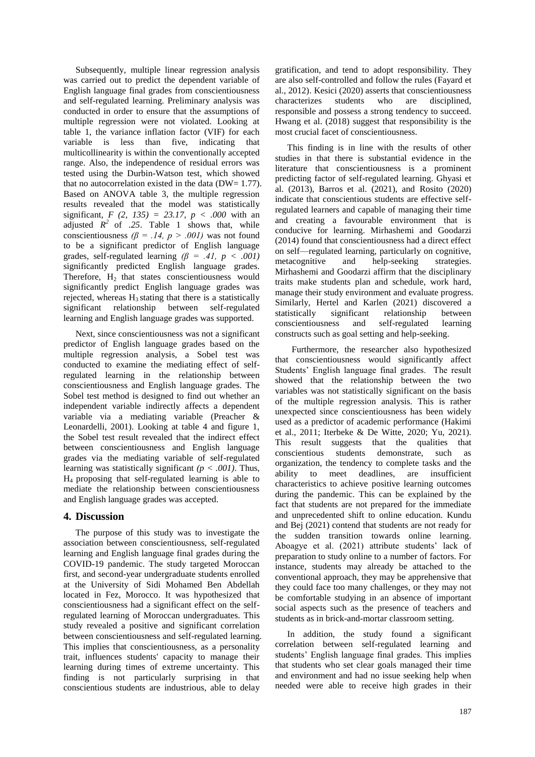Subsequently, multiple linear regression analysis was carried out to predict the dependent variable of English language final grades from conscientiousness and self-regulated learning. Preliminary analysis was conducted in order to ensure that the assumptions of multiple regression were not violated. Looking at table 1, the variance inflation factor (VIF) for each variable is less than five, indicating that multicollinearity is within the conventionally accepted range. Also, the independence of residual errors was tested using the Durbin-Watson test, which showed that no autocorrelation existed in the data (DW= 1.77). Based on ANOVA table 3, the multiple regression results revealed that the model was statistically significant, $F\ (2,\ 135) = 23.17,\ p < .000$ with an adjusted $R^2$ of *.25*. Table 1 shows that, while conscientiousness $(\beta = .14,\ p > .001)$ was not found to be a significant predictor of English language grades, self-regulated learning $(\beta = .41,\ p < .001)$ significantly predicted English language grades. Therefore, $H_2$ that states conscientiousness would significantly predict English language grades was rejected, whereas $H_3$ stating that there is a statistically significant relationship between self-regulated learning and English language grades was supported.

Next, since conscientiousness was not a significant predictor of English language grades based on the multiple regression analysis, a Sobel test was conducted to examine the mediating effect of self-regulated learning in the relationship between conscientiousness and English language grades. The Sobel test method is designed to find out whether an independent variable indirectly affects a dependent variable via a mediating variable (Preacher & Leonardelli, 2001). Looking at table 4 and figure 1, the Sobel test result revealed that the indirect effect between conscientiousness and English language grades via the mediating variable of self-regulated learning was statistically significant $(p < .001)$. Thus, $H_4$ proposing that self-regulated learning is able to mediate the relationship between conscientiousness and English language grades was accepted.

## 4. Discussion

The purpose of this study was to investigate the association between conscientiousness, self-regulated learning and English language final grades during the COVID-19 pandemic. The study targeted Moroccan first, and second-year undergraduate students enrolled at the University of Sidi Mohamed Ben Abdellah located in Fez, Morocco. It was hypothesized that conscientiousness had a significant effect on the self-regulated learning of Moroccan undergraduates. This study revealed a positive and significant correlation between conscientiousness and self-regulated learning. This implies that conscientiousness, as a personality trait, influences students' capacity to manage their learning during times of extreme uncertainty. This finding is not particularly surprising in that conscientious students are industrious, able to delay gratification, and tend to adopt responsibility. They are also self-controlled and follow the rules (Fayard et al., 2012). Kesici (2020) asserts that conscientiousness characterizes students who are disciplined, responsible and possess a strong tendency to succeed. Hwang et al. (2018) suggest that responsibility is the most crucial facet of conscientiousness.

This finding is in line with the results of other studies in that there is substantial evidence in the literature that conscientiousness is a prominent predicting factor of self-regulated learning. Ghyasi et al. (2013), Barros et al. (2021), and Rosito (2020) indicate that conscientious students are effective self-regulated learners and capable of managing their time and creating a favourable environment that is conducive for learning. Mirhashemi and Goodarzi (2014) found that conscientiousness had a direct effect on self—regulated learning, particularly on cognitive, metacognitive and help-seeking strategies. Mirhashemi and Goodarzi affirm that the disciplinary traits make students plan and schedule, work hard, manage their study environment and evaluate progress. Similarly, Hertel and Karlen (2021) discovered a statistically significant relationship between conscientiousness and self-regulated learning constructs such as goal setting and help-seeking.

Furthermore, the researcher also hypothesized that conscientiousness would significantly affect Students' English language final grades. The result showed that the relationship between the two variables was not statistically significant on the basis of the multiple regression analysis. This is rather unexpected since conscientiousness has been widely used as a predictor of academic performance (Hakimi et al., 2011; Iterbeke & De Witte, 2020; Yu, 2021). This result suggests that the qualities that conscientious students demonstrate, such as organization, the tendency to complete tasks and the ability to meet deadlines, are insufficient characteristics to achieve positive learning outcomes during the pandemic. This can be explained by the fact that students are not prepared for the immediate and unprecedented shift to online education. Kundu and Bej (2021) contend that students are not ready for the sudden transition towards online learning. Aboagye et al. (2021) attribute students' lack of preparation to study online to a number of factors. For instance, students may already be attached to the conventional approach, they may be apprehensive that they could face too many challenges, or they may not be comfortable studying in an absence of important social aspects such as the presence of teachers and students as in brick-and-mortar classroom setting.

In addition, the study found a significant correlation between self-regulated learning and students' English language final grades. This implies that students who set clear goals managed their time and environment and had no issue seeking help when needed were able to receive high grades in their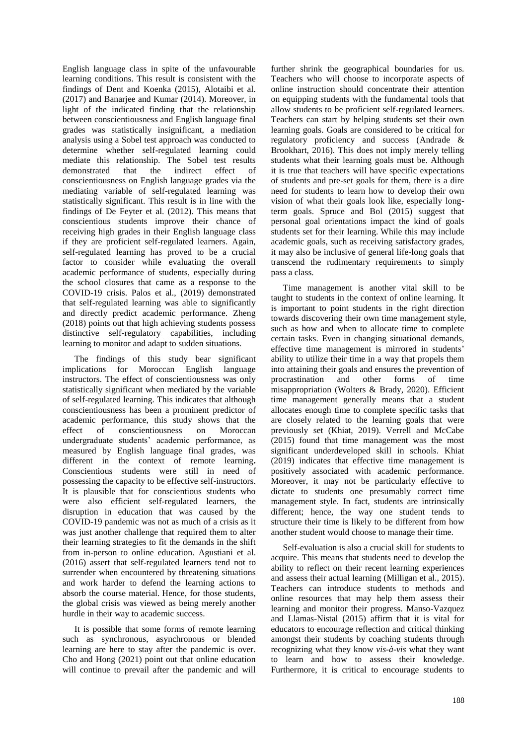English language class in spite of the unfavourable learning conditions. This result is consistent with the findings of Dent and Koenka (2015), Alotaibi et al. (2017) and Banarjee and Kumar (2014). Moreover, in light of the indicated finding that the relationship between conscientiousness and English language final grades was statistically insignificant, a mediation analysis using a Sobel test approach was conducted to determine whether self-regulated learning could mediate this relationship. The Sobel test results demonstrated that the indirect effect of conscientiousness on English language grades via the mediating variable of self-regulated learning was statistically significant. This result is in line with the findings of De Feyter et al. (2012). This means that conscientious students improve their chance of receiving high grades in their English language class if they are proficient self-regulated learners. Again, self-regulated learning has proved to be a crucial factor to consider while evaluating the overall academic performance of students, especially during the school closures that came as a response to the COVID-19 crisis. Palos et al., (2019) demonstrated that self-regulated learning was able to significantly and directly predict academic performance. Zheng (2018) points out that high achieving students possess distinctive self-regulatory capabilities, including learning to monitor and adapt to sudden situations.

The findings of this study bear significant implications for Moroccan English language instructors. The effect of conscientiousness was only statistically significant when mediated by the variable of self-regulated learning. This indicates that although conscientiousness has been a prominent predictor of academic performance, this study shows that the effect of conscientiousness on Moroccan undergraduate students' academic performance, as measured by English language final grades, was different in the context of remote learning**.** Conscientious students were still in need of possessing the capacity to be effective self-instructors. It is plausible that for conscientious students who were also efficient self-regulated learners, the disruption in education that was caused by the COVID-19 pandemic was not as much of a crisis as it was just another challenge that required them to alter their learning strategies to fit the demands in the shift from in-person to online education. Agustiani et al. (2016) assert that self-regulated learners tend not to surrender when encountered by threatening situations and work harder to defend the learning actions to absorb the course material. Hence, for those students, the global crisis was viewed as being merely another hurdle in their way to academic success.

It is possible that some forms of remote learning such as synchronous, asynchronous or blended learning are here to stay after the pandemic is over. Cho and Hong (2021) point out that online education will continue to prevail after the pandemic and will further shrink the geographical boundaries for us. Teachers who will choose to incorporate aspects of online instruction should concentrate their attention on equipping students with the fundamental tools that allow students to be proficient self-regulated learners. Teachers can start by helping students set their own learning goals. Goals are considered to be critical for regulatory proficiency and success (Andrade & Brookhart, 2016). This does not imply merely telling students what their learning goals must be. Although it is true that teachers will have specific expectations of students and pre-set goals for them, there is a dire need for students to learn how to develop their own vision of what their goals look like, especially long-term goals. Spruce and Bol (2015) suggest that personal goal orientations impact the kind of goals students set for their learning. While this may include academic goals, such as receiving satisfactory grades, it may also be inclusive of general life-long goals that transcend the rudimentary requirements to simply pass a class.

Time management is another vital skill to be taught to students in the context of online learning. It is important to point students in the right direction towards discovering their own time management style, such as how and when to allocate time to complete certain tasks. Even in changing situational demands, effective time management is mirrored in students' ability to utilize their time in a way that propels them into attaining their goals and ensures the prevention of procrastination and other forms of time misappropriation (Wolters & Brady, 2020). Efficient time management generally means that a student allocates enough time to complete specific tasks that are closely related to the learning goals that were previously set (Khiat, 2019). Verrell and McCabe (2015) found that time management was the most significant underdeveloped skill in schools. Khiat (2019) indicates that effective time management is positively associated with academic performance. Moreover, it may not be particularly effective to dictate to students one presumably correct time management style. In fact, students are intrinsically different; hence, the way one student tends to structure their time is likely to be different from how another student would choose to manage their time.

Self-evaluation is also a crucial skill for students to acquire. This means that students need to develop the ability to reflect on their recent learning experiences and assess their actual learning (Milligan et al., 2015). Teachers can introduce students to methods and online resources that may help them assess their learning and monitor their progress. Manso-Vazquez and Llamas-Nistal (2015) affirm that it is vital for educators to encourage reflection and critical thinking amongst their students by coaching students through recognizing what they know *vis-à-vis* what they want to learn and how to assess their knowledge. Furthermore, it is critical to encourage students to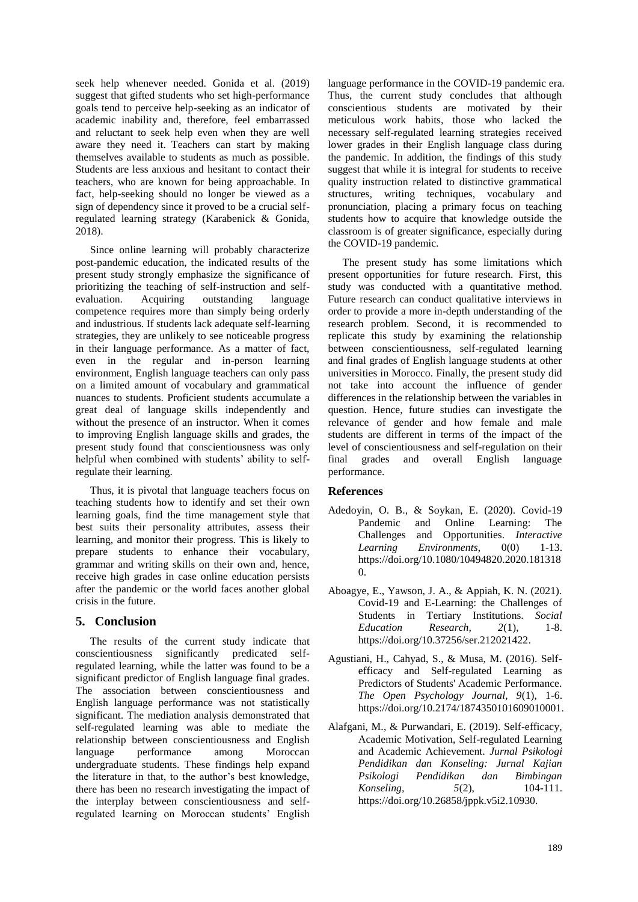seek help whenever needed. Gonida et al. (2019) suggest that gifted students who set high-performance goals tend to perceive help-seeking as an indicator of academic inability and, therefore, feel embarrassed and reluctant to seek help even when they are well aware they need it. Teachers can start by making themselves available to students as much as possible. Students are less anxious and hesitant to contact their teachers, who are known for being approachable. In fact, help-seeking should no longer be viewed as a sign of dependency since it proved to be a crucial self-regulated learning strategy (Karabenick & Gonida, 2018).

Since online learning will probably characterize post-pandemic education, the indicated results of the present study strongly emphasize the significance of prioritizing the teaching of self-instruction and self-evaluation. Acquiring outstanding language competence requires more than simply being orderly and industrious. If students lack adequate self-learning strategies, they are unlikely to see noticeable progress in their language performance. As a matter of fact, even in the regular and in-person learning environment, English language teachers can only pass on a limited amount of vocabulary and grammatical nuances to students. Proficient students accumulate a great deal of language skills independently and without the presence of an instructor. When it comes to improving English language skills and grades, the present study found that conscientiousness was only helpful when combined with students' ability to self-regulate their learning.

Thus, it is pivotal that language teachers focus on teaching students how to identify and set their own learning goals, find the time management style that best suits their personality attributes, assess their learning, and monitor their progress. This is likely to prepare students to enhance their vocabulary, grammar and writing skills on their own and, hence, receive high grades in case online education persists after the pandemic or the world faces another global crisis in the future.

## 5. Conclusion

The results of the current study indicate that conscientiousness significantly predicated self-regulated learning, while the latter was found to be a significant predictor of English language final grades. The association between conscientiousness and English language performance was not statistically significant. The mediation analysis demonstrated that self-regulated learning was able to mediate the relationship between conscientiousness and English language performance among Moroccan undergraduate students. These findings help expand the literature in that, to the author's best knowledge, there has been no research investigating the impact of the interplay between conscientiousness and self-regulated learning on Moroccan students' English language performance in the COVID-19 pandemic era. Thus, the current study concludes that although conscientious students are motivated by their meticulous work habits, those who lacked the necessary self-regulated learning strategies received lower grades in their English language class during the pandemic. In addition, the findings of this study suggest that while it is integral for students to receive quality instruction related to distinctive grammatical structures, writing techniques, vocabulary and pronunciation, placing a primary focus on teaching students how to acquire that knowledge outside the classroom is of greater significance, especially during the COVID-19 pandemic.

The present study has some limitations which present opportunities for future research. First, this study was conducted with a quantitative method. Future research can conduct qualitative interviews in order to provide a more in-depth understanding of the research problem. Second, it is recommended to replicate this study by examining the relationship between conscientiousness, self-regulated learning and final grades of English language students at other universities in Morocco. Finally, the present study did not take into account the influence of gender differences in the relationship between the variables in question. Hence, future studies can investigate the relevance of gender and how female and male students are different in terms of the impact of the level of conscientiousness and self-regulation on their final grades and overall English language performance.

## References

Adedoyin, O. B., & Soykan, E. (2020). Covid-19 Pandemic and Online Learning: The Challenges and Opportunities. *Interactive Learning Environments*, 0(0) 1-13. https://doi.org/10.1080/10494820.2020.1813180.

Aboagye, E., Yawson, J. A., & Appiah, K. N. (2021). Covid-19 and E-Learning: the Challenges of Students in Tertiary Institutions. *Social Education Research, 2*(1), 1-8. https://doi.org/10.37256/ser.212021422.

Agustiani, H., Cahyad, S., & Musa, M. (2016). Self-efficacy and Self-regulated Learning as Predictors of Students' Academic Performance. *The Open Psychology Journal, 9*(1), 1-6. https://doi.org/10.2174/1874350101609010001.

Alafgani, M., & Purwandari, E. (2019). Self-efficacy, Academic Motivation, Self-regulated Learning and Academic Achievement. *Jurnal Psikologi Pendidikan dan Konseling: Jurnal Kajian Psikologi Pendidikan dan Bimbingan Konseling, 5*(2), 104-111. https://doi.org/10.26858/jppk.v5i2.10930.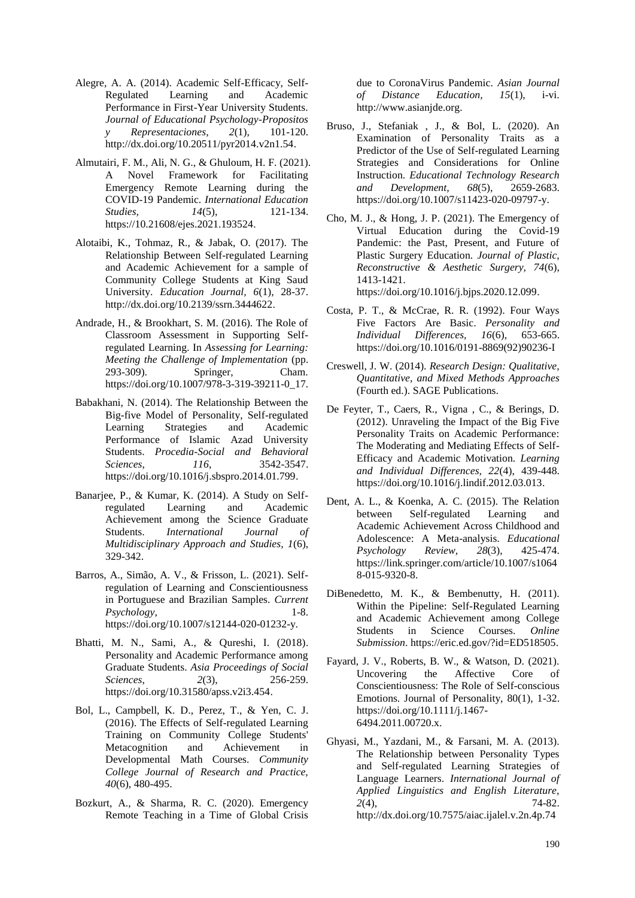Alegre, A. A. (2014). Academic Self-Efficacy, Self-Regulated Learning and Academic Performance in First-Year University Students. *Journal of Educational Psychology-Propositos y Representaciones, 2*(1), 101-120. http://dx.doi.org/10.20511/pyr2014.v2n1.54.

Almutairi, F. M., Ali, N. G., & Ghuloum, H. F. (2021). A Novel Framework for Facilitating Emergency Remote Learning during the COVID-19 Pandemic. *International Education Studies, 14*(5), 121-134. https://10.21608/ejes.2021.193524.

Alotaibi, K., Tohmaz, R., & Jabak, O. (2017). The Relationship Between Self-regulated Learning and Academic Achievement for a sample of Community College Students at King Saud University. *Education Journal, 6*(1), 28-37. http://dx.doi.org/10.2139/ssrn.3444622.

Andrade, H., & Brookhart, S. M. (2016). The Role of Classroom Assessment in Supporting Self-regulated Learning. In *Assessing for Learning: Meeting the Challenge of Implementation* (pp. 293-309). Springer, Cham. https://doi.org/10.1007/978-3-319-39211-0_17.

Babakhani, N. (2014). The Relationship Between the Big-five Model of Personality, Self-regulated Learning Strategies and Academic Performance of Islamic Azad University Students. *Procedia-Social and Behavioral Sciences, 116*, 3542-3547. https://doi.org/10.1016/j.sbspro.2014.01.799.

Banarjee, P., & Kumar, K. (2014). A Study on Self-regulated Learning and Academic Achievement among the Science Graduate Students. *International Journal of Multidisciplinary Approach and Studies, 1*(6), 329-342.

Barros, A., Simão, A. V., & Frisson, L. (2021). Self-regulation of Learning and Conscientiousness in Portuguese and Brazilian Samples. *Current Psychology*, 1-8. https://doi.org/10.1007/s12144-020-01232-y.

Bhatti, M. N., Sami, A., & Qureshi, I. (2018). Personality and Academic Performance among Graduate Students. *Asia Proceedings of Social Sciences, 2*(3), 256-259. https://doi.org/10.31580/apss.v2i3.454.

Bol, L., Campbell, K. D., Perez, T., & Yen, C. J. (2016). The Effects of Self-regulated Learning Training on Community College Students' Metacognition and Achievement in Developmental Math Courses. *Community College Journal of Research and Practice, 40*(6), 480-495.

Bozkurt, A., & Sharma, R. C. (2020). Emergency Remote Teaching in a Time of Global Crisis due to CoronaVirus Pandemic. *Asian Journal of Distance Education, 15*(1), i-vi. http://www.asianjde.org.

Bruso, J., Stefaniak , J., & Bol, L. (2020). An Examination of Personality Traits as a Predictor of the Use of Self-regulated Learning Strategies and Considerations for Online Instruction. *Educational Technology Research and Development, 68*(5), 2659-2683. https://doi.org/10.1007/s11423-020-09797-y.

Cho, M. J., & Hong, J. P. (2021). The Emergency of Virtual Education during the Covid-19 Pandemic: the Past, Present, and Future of Plastic Surgery Education. *Journal of Plastic, Reconstructive & Aesthetic Surgery, 74*(6), 1413-1421. https://doi.org/10.1016/j.bjps.2020.12.099.

Costa, P. T., & McCrae, R. R. (1992). Four Ways Five Factors Are Basic. *Personality and Individual Differences, 16*(6), 653-665. https://doi.org/10.1016/0191-8869(92)90236-I

Creswell, J. W. (2014). *Research Design: Qualitative, Quantitative, and Mixed Methods Approaches* (Fourth ed.). SAGE Publications.

De Feyter, T., Caers, R., Vigna , C., & Berings, D. (2012). Unraveling the Impact of the Big Five Personality Traits on Academic Performance: The Moderating and Mediating Effects of Self-Efficacy and Academic Motivation. *Learning and Individual Differences, 22*(4), 439-448. https://doi.org/10.1016/j.lindif.2012.03.013.

Dent, A. L., & Koenka, A. C. (2015). The Relation between Self-regulated Learning and Academic Achievement Across Childhood and Adolescence: A Meta-analysis. *Educational Psychology Review, 28*(3), 425-474. https://link.springer.com/article/10.1007/s10648-015-9320-8.

DiBenedetto, M. K., & Bembenutty, H. (2011). Within the Pipeline: Self-Regulated Learning and Academic Achievement among College Students in Science Courses. *Online Submission*. https://eric.ed.gov/?id=ED518505.

Fayard, J. V., Roberts, B. W., & Watson, D. (2021). Uncovering the Affective Core of Conscientiousness: The Role of Self-conscious Emotions. Journal of Personality, 80(1), 1-32. https://doi.org/10.1111/j.1467-6494.2011.00720.x.

Ghyasi, M., Yazdani, M., & Farsani, M. A. (2013). The Relationship between Personality Types and Self-regulated Learning Strategies of Language Learners. *International Journal of Applied Linguistics and English Literature, 2*(4), 74-82. http://dx.doi.org/10.7575/aiac.ijalel.v.2n.4p.74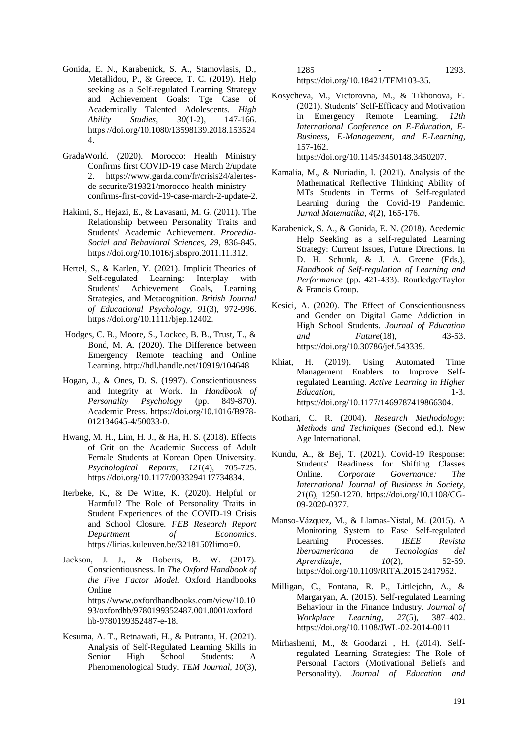Gonida, E. N., Karabenick, S. A., Stamovlasis, D., Metallidou, P., & Greece, T. C. (2019). Help seeking as a Self-regulated Learning Strategy and Achievement Goals: Tge Case of Academically Talented Adolescents. *High Ability Studies, 30*(1-2), 147-166. https://doi.org/10.1080/13598139.2018.1535244.

GradaWorld. (2020). Morocco: Health Ministry Confirms first COVID-19 case March 2/update 2. https://www.garda.com/fr/crisis24/alertes-de-securite/319321/morocco-health-ministry-confirms-first-covid-19-case-march-2-update-2.

Hakimi, S., Hejazi, E., & Lavasani, M. G. (2011). The Relationship between Personality Traits and Students' Academic Achievement. *Procedia-Social and Behavioral Sciences, 29*, 836-845. https://doi.org/10.1016/j.sbspro.2011.11.312.

Hertel, S., & Karlen, Y. (2021). Implicit Theories of Self-regulated Learning: Interplay with Students' Achievement Goals, Learning Strategies, and Metacognition. *British Journal of Educational Psychology, 91*(3), 972-996. https://doi.org/10.1111/bjep.12402.

Hodges, C. B., Moore, S., Lockee, B. B., Trust, T., & Bond, M. A. (2020). The Difference between Emergency Remote teaching and Online Learning. http://hdl.handle.net/10919/104648

Hogan, J., & Ones, D. S. (1997). Conscientiousness and Integrity at Work. In *Handbook of Personality Psychology* (pp. 849-870). Academic Press. https://doi.org/10.1016/B978-012134645-4/50033-0.

Hwang, M. H., Lim, H. J., & Ha, H. S. (2018). Effects of Grit on the Academic Success of Adult Female Students at Korean Open University. *Psychological Reports, 121*(4), 705-725. https://doi.org/10.1177/0033294117734834.

Iterbeke, K., & De Witte, K. (2020). Helpful or Harmful? The Role of Personality Traits in Student Experiences of the COVID-19 Crisis and School Closure. *FEB Research Report Department of Economics*. https://lirias.kuleuven.be/3218150?limo=0.

Jackson, J. J., & Roberts, B. W. (2017). Conscientiousness. In *The Oxford Handbook of the Five Factor Model.* Oxford Handbooks Online https://www.oxfordhandbooks.com/view/10.1093/oxfordhb/9780199352487.001.0001/oxfordhb-9780199352487-e-18.

Kesuma, A. T., Retnawati, H., & Putranta, H. (2021). Analysis of Self-Regulated Learning Skills in Senior High School Students: A Phenomenological Study. *TEM Journal, 10*(3), 1285 - 1293. https://doi.org/10.18421/TEM103-35.

Kosycheva, M., Victorovna, M., & Tikhonova, E. (2021). Students' Self-Efficacy and Motivation in Emergency Remote Learning. *12th International Conference on E-Education, E-Business, E-Management, and E-Learning*, 157-162. https://doi.org/10.1145/3450148.3450207.

Kamalia, M., & Nuriadin, I. (2021). Analysis of the Mathematical Reflective Thinking Ability of MTs Students in Terms of Self-regulated Learning during the Covid-19 Pandemic. *Jurnal Matematika, 4*(2), 165-176.

Karabenick, S. A., & Gonida, E. N. (2018). Acedemic Help Seeking as a self-regulated Learning Strategy: Current Issues, Future Directions. In D. H. Schunk, & J. A. Greene (Eds.), *Handbook of Self-regulation of Learning and Performance* (pp. 421-433). Routledge/Taylor & Francis Group.

Kesici, A. (2020). The Effect of Conscientiousness and Gender on Digital Game Addiction in High School Students. *Journal of Education and Future*(18), 43-53. https://doi.org/10.30786/jef.543339.

Khiat, H. (2019). Using Automated Time Management Enablers to Improve Self-regulated Learning. *Active Learning in Higher Education*, 1-3. https://doi.org/10.1177/1469787419866304.

Kothari, C. R. (2004). *Research Methodology: Methods and Techniques* (Second ed.). New Age International.

Kundu, A., & Bej, T. (2021). Covid-19 Response: Students' Readiness for Shifting Classes Online. *Corporate Governance: The International Journal of Business in Society, 21*(6), 1250-1270. https://doi.org/10.1108/CG-09-2020-0377.

Manso-Vázquez, M., & Llamas-Nistal, M. (2015). A Monitoring System to Ease Self-regulated Learning Processes. *IEEE Revista Iberoamericana de Tecnologias del Aprendizaje, 10*(2), 52-59. https://doi.org/10.1109/RITA.2015.2417952.

Milligan, C., Fontana, R. P., Littlejohn, A., & Margaryan, A. (2015). Self-regulated Learning Behaviour in the Finance Industry. *Journal of Workplace Learning, 27*(5), 387–402. https://doi.org/10.1108/JWL-02-2014-0011

Mirhashemi, M., & Goodarzi , H. (2014). Self-regulated Learning Strategies: The Role of Personal Factors (Motivational Beliefs and Personality). *Journal of Education and*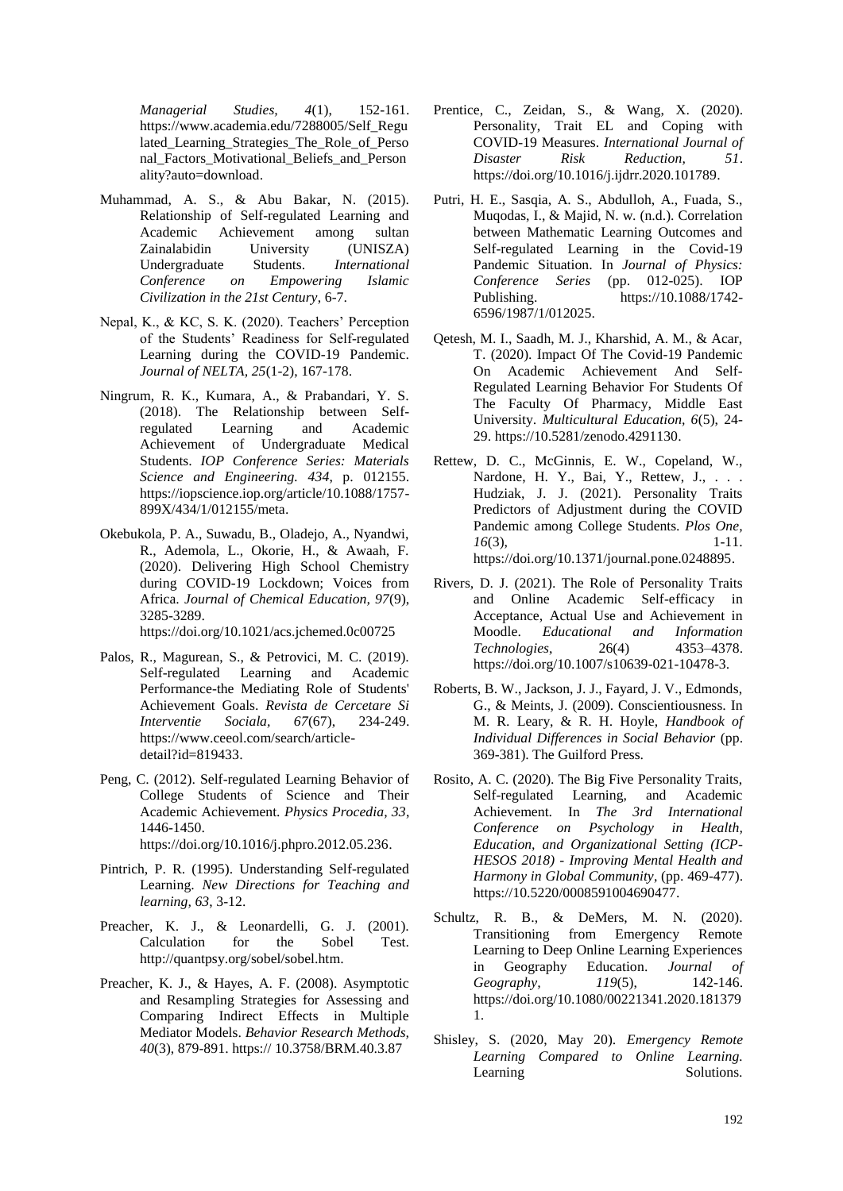*Managerial Studies, 4*(1), 152-161. https://www.academia.edu/7288005/Self_Regulated_Learning_Strategies_The_Role_of_Personal_Factors_Motivational_Beliefs_and_Personality?auto=download.

Muhammad, A. S., & Abu Bakar, N. (2015). Relationship of Self-regulated Learning and Academic Achievement among sultan Zainalabidin University (UNISZA) Undergraduate Students. *International Conference on Empowering Islamic Civilization in the 21st Century*, 6-7.

Nepal, K., & KC, S. K. (2020). Teachers' Perception of the Students' Readiness for Self-regulated Learning during the COVID-19 Pandemic. *Journal of NELTA, 25*(1-2), 167-178.

Ningrum, R. K., Kumara, A., & Prabandari, Y. S. (2018). The Relationship between Self-regulated Learning and Academic Achievement of Undergraduate Medical Students. *IOP Conference Series: Materials Science and Engineering. 434*, p. 012155. https://iopscience.iop.org/article/10.1088/1757-899X/434/1/012155/meta.

Okebukola, P. A., Suwadu, B., Oladejo, A., Nyandwi, R., Ademola, L., Okorie, H., & Awaah, F. (2020). Delivering High School Chemistry during COVID-19 Lockdown; Voices from Africa. *Journal of Chemical Education, 97*(9), 3285-3289. https://doi.org/10.1021/acs.jchemed.0c00725

Palos, R., Magurean, S., & Petrovici, M. C. (2019). Self-regulated Learning and Academic Performance-the Mediating Role of Students' Achievement Goals. *Revista de Cercetare Si Interventie Sociala, 67*(67), 234-249. https://www.ceeol.com/search/article-detail?id=819433.

Peng, C. (2012). Self-regulated Learning Behavior of College Students of Science and Their Academic Achievement. *Physics Procedia, 33*, 1446-1450. https://doi.org/10.1016/j.phpro.2012.05.236.

Pintrich, P. R. (1995). Understanding Self-regulated Learning. *New Directions for Teaching and learning, 63*, 3-12.

Preacher, K. J., & Leonardelli, G. J. (2001). Calculation for the Sobel Test. http://quantpsy.org/sobel/sobel.htm.

Preacher, K. J., & Hayes, A. F. (2008). Asymptotic and Resampling Strategies for Assessing and Comparing Indirect Effects in Multiple Mediator Models. *Behavior Research Methods, 40*(3), 879-891. https:// 10.3758/BRM.40.3.87

Prentice, C., Zeidan, S., & Wang, X. (2020). Personality, Trait EL and Coping with COVID-19 Measures. *International Journal of Disaster Risk Reduction, 51*. https://doi.org/10.1016/j.ijdrr.2020.101789.

Putri, H. E., Sasqia, A. S., Abdulloh, A., Fuada, S., Muqodas, I., & Majid, N. w. (n.d.). Correlation between Mathematic Learning Outcomes and Self-regulated Learning in the Covid-19 Pandemic Situation. In *Journal of Physics: Conference Series* (pp. 012-025). IOP Publishing. https://10.1088/1742-6596/1987/1/012025.

Qetesh, M. I., Saadh, M. J., Kharshid, A. M., & Acar, T. (2020). Impact Of The Covid-19 Pandemic On Academic Achievement And Self-Regulated Learning Behavior For Students Of The Faculty Of Pharmacy, Middle East University. *Multicultural Education, 6*(5), 24-29. https://10.5281/zenodo.4291130.

Rettew, D. C., McGinnis, E. W., Copeland, W., Nardone, H. Y., Bai, Y., Rettew, J., . . . Hudziak, J. J. (2021). Personality Traits Predictors of Adjustment during the COVID Pandemic among College Students. *Plos One, 16*(3), 1-11. https://doi.org/10.1371/journal.pone.0248895.

Rivers, D. J. (2021). The Role of Personality Traits and Online Academic Self-efficacy in Acceptance, Actual Use and Achievement in Moodle. *Educational and Information Technologies*, 26(4) 4353–4378. https://doi.org/10.1007/s10639-021-10478-3.

Roberts, B. W., Jackson, J. J., Fayard, J. V., Edmonds, G., & Meints, J. (2009). Conscientiousness. In M. R. Leary, & R. H. Hoyle, *Handbook of Individual Differences in Social Behavior* (pp. 369-381). The Guilford Press.

Rosito, A. C. (2020). The Big Five Personality Traits, Self-regulated Learning, and Academic Achievement. In *The 3rd International Conference on Psychology in Health, Education, and Organizational Setting (ICP-HESOS 2018) - Improving Mental Health and Harmony in Global Community*, (pp. 469-477). https://10.5220/0008591004690477.

Schultz, R. B., & DeMers, M. N. (2020). Transitioning from Emergency Remote Learning to Deep Online Learning Experiences in Geography Education. *Journal of Geography, 119*(5), 142-146. https://doi.org/10.1080/00221341.2020.1813791.

Shisley, S. (2020, May 20). *Emergency Remote Learning Compared to Online Learning.* Learning Solutions.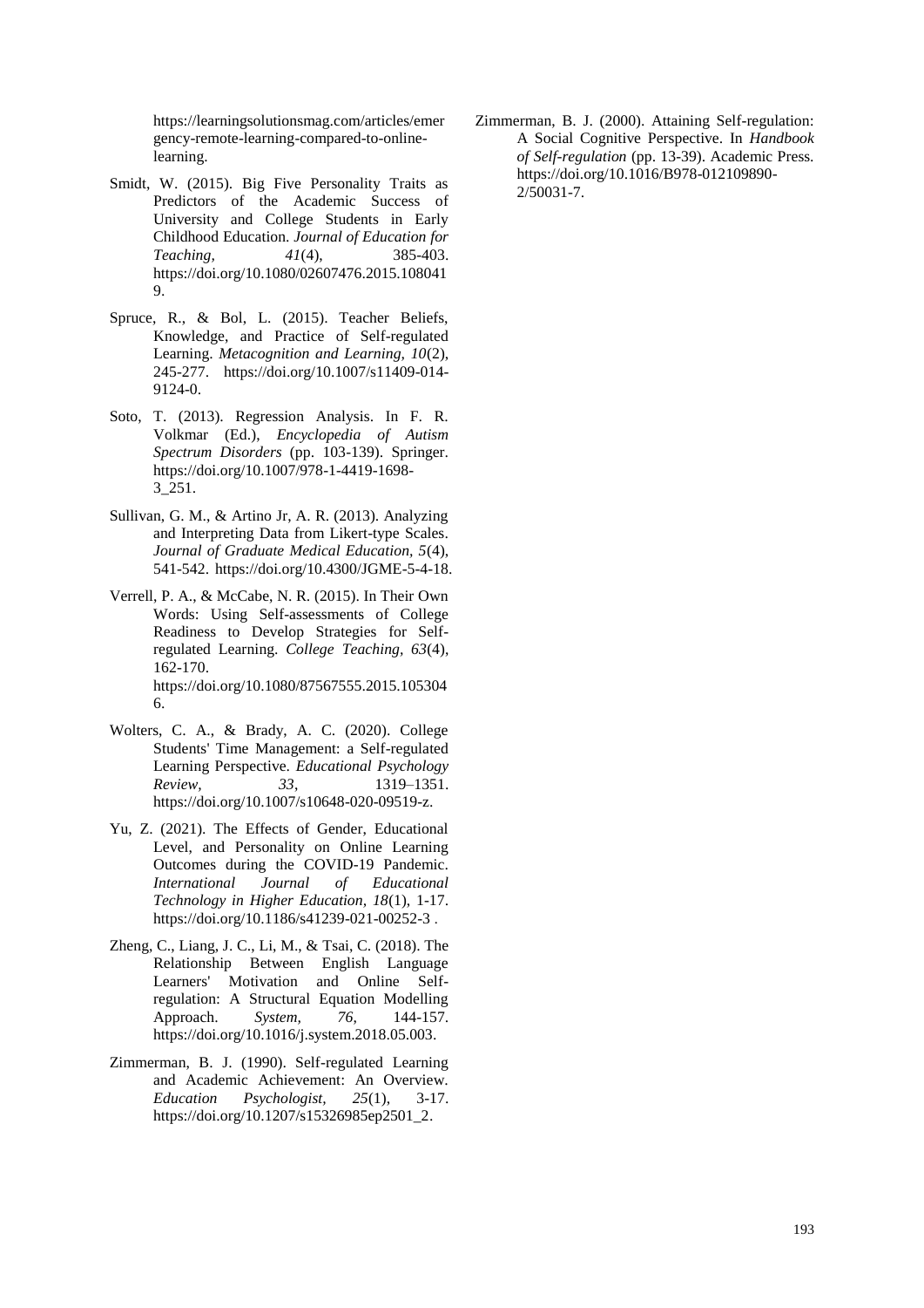https://learningsolutionsmag.com/articles/emergency-remote-learning-compared-to-online-learning.

Smidt, W. (2015). Big Five Personality Traits as Predictors of the Academic Success of University and College Students in Early Childhood Education. *Journal of Education for Teaching, 41*(4), 385-403. https://doi.org/10.1080/02607476.2015.1080419.

Spruce, R., & Bol, L. (2015). Teacher Beliefs, Knowledge, and Practice of Self-regulated Learning. *Metacognition and Learning, 10*(2), 245-277. https://doi.org/10.1007/s11409-014-9124-0.

Soto, T. (2013). Regression Analysis. In F. R. Volkmar (Ed.), *Encyclopedia of Autism Spectrum Disorders* (pp. 103-139). Springer. https://doi.org/10.1007/978-1-4419-1698-3_251.

Sullivan, G. M., & Artino Jr, A. R. (2013). Analyzing and Interpreting Data from Likert-type Scales. *Journal of Graduate Medical Education, 5*(4), 541-542. https://doi.org/10.4300/JGME-5-4-18.

Verrell, P. A., & McCabe, N. R. (2015). In Their Own Words: Using Self-assessments of College Readiness to Develop Strategies for Self-regulated Learning. *College Teaching, 63*(4), 162-170. https://doi.org/10.1080/87567555.2015.1053046.

Wolters, C. A., & Brady, A. C. (2020). College Students' Time Management: a Self-regulated Learning Perspective. *Educational Psychology Review, 33*, 1319–1351. https://doi.org/10.1007/s10648-020-09519-z.

Yu, Z. (2021). The Effects of Gender, Educational Level, and Personality on Online Learning Outcomes during the COVID-19 Pandemic. *International Journal of Educational Technology in Higher Education, 18*(1), 1-17. https://doi.org/10.1186/s41239-021-00252-3 .

Zheng, C., Liang, J. C., Li, M., & Tsai, C. (2018). The Relationship Between English Language Learners' Motivation and Online Self-regulation: A Structural Equation Modelling Approach. *System, 76*, 144-157. https://doi.org/10.1016/j.system.2018.05.003.

Zimmerman, B. J. (1990). Self-regulated Learning and Academic Achievement: An Overview. *Education Psychologist, 25*(1), 3-17. https://doi.org/10.1207/s15326985ep2501_2.

Zimmerman, B. J. (2000). Attaining Self-regulation: A Social Cognitive Perspective. In *Handbook of Self-regulation* (pp. 13-39). Academic Press. https://doi.org/10.1016/B978-012109890-2/50031-7.